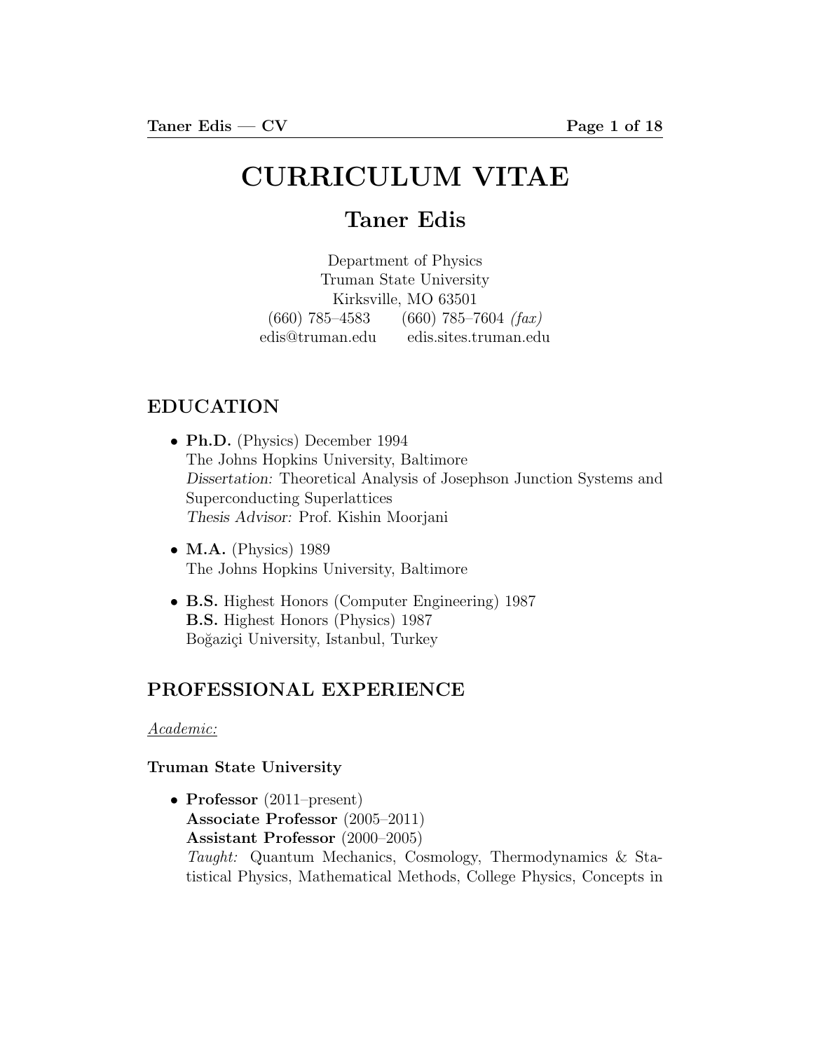# CURRICULUM VITAE

## Taner Edis

Department of Physics
Truman State University
Kirksville, MO 63501
(660) 785–4583 (660) 785–7604 *(fax)*
edis@truman.edu edis.sites.truman.edu

## EDUCATION

- **Ph.D.** (Physics) December 1994
  The Johns Hopkins University, Baltimore
  *Dissertation:* Theoretical Analysis of Josephson Junction Systems and Superconducting Superlattices
  *Thesis Advisor:* Prof. Kishin Moorjani

- **M.A.** (Physics) 1989
  The Johns Hopkins University, Baltimore

- **B.S.** Highest Honors (Computer Engineering) 1987
  **B.S.** Highest Honors (Physics) 1987
  Boğaziçi University, Istanbul, Turkey

## PROFESSIONAL EXPERIENCE

*Academic:*

### Truman State University

- **Professor** (2011–present)
  **Associate Professor** (2005–2011)
  **Assistant Professor** (2000–2005)
  *Taught:* Quantum Mechanics, Cosmology, Thermodynamics & Statistical Physics, Mathematical Methods, College Physics, Concepts in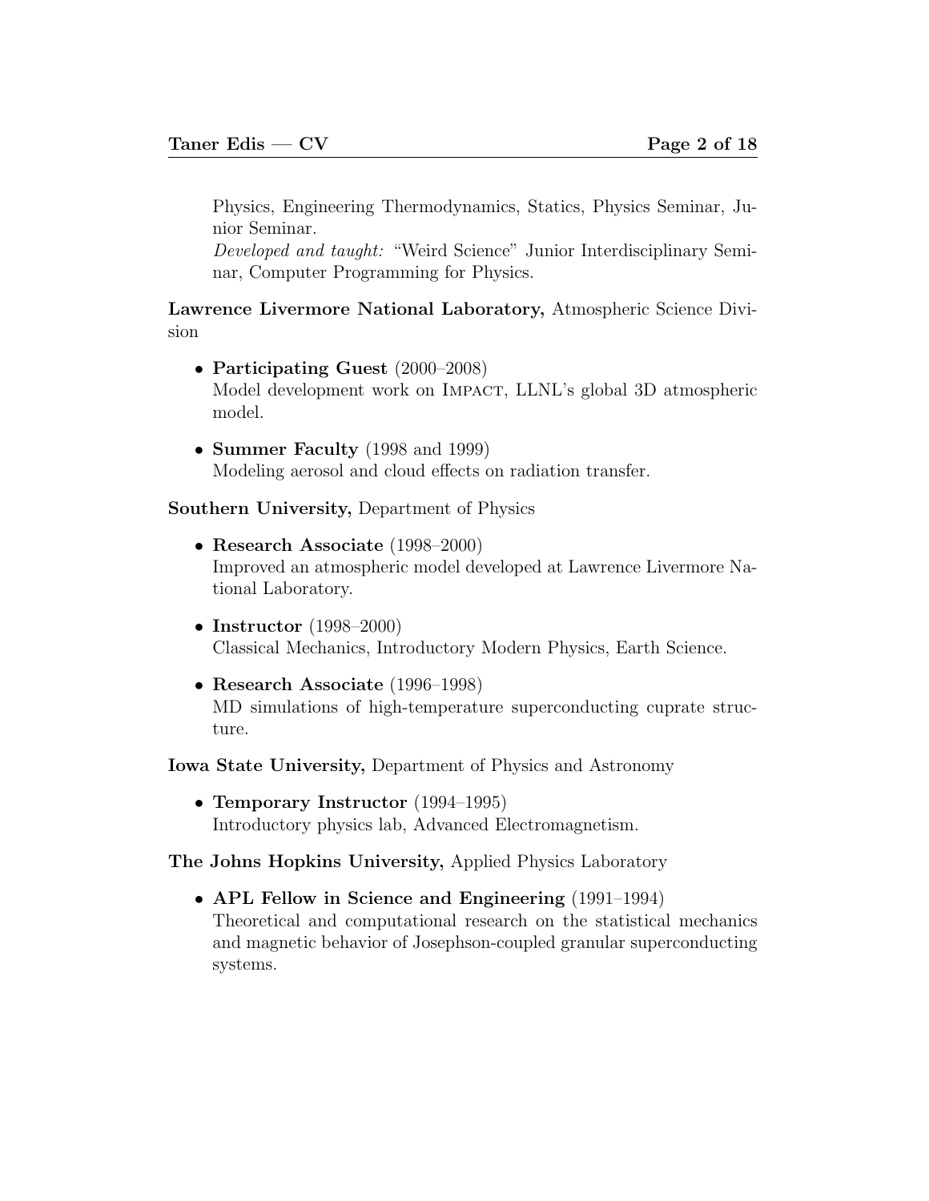Physics, Engineering Thermodynamics, Statics, Physics Seminar, Junior Seminar.
*Developed and taught:* "Weird Science" Junior Interdisciplinary Seminar, Computer Programming for Physics.

**Lawrence Livermore National Laboratory,** Atmospheric Science Division

- **Participating Guest** (2000–2008)
  Model development work on Impact, LLNL's global 3D atmospheric model.

- **Summer Faculty** (1998 and 1999)
  Modeling aerosol and cloud effects on radiation transfer.

**Southern University,** Department of Physics

- **Research Associate** (1998–2000)
  Improved an atmospheric model developed at Lawrence Livermore National Laboratory.

- **Instructor** (1998–2000)
  Classical Mechanics, Introductory Modern Physics, Earth Science.

- **Research Associate** (1996–1998)
  MD simulations of high-temperature superconducting cuprate structure.

**Iowa State University,** Department of Physics and Astronomy

- **Temporary Instructor** (1994–1995)
  Introductory physics lab, Advanced Electromagnetism.

**The Johns Hopkins University,** Applied Physics Laboratory

- **APL Fellow in Science and Engineering** (1991–1994)
  Theoretical and computational research on the statistical mechanics and magnetic behavior of Josephson-coupled granular superconducting systems.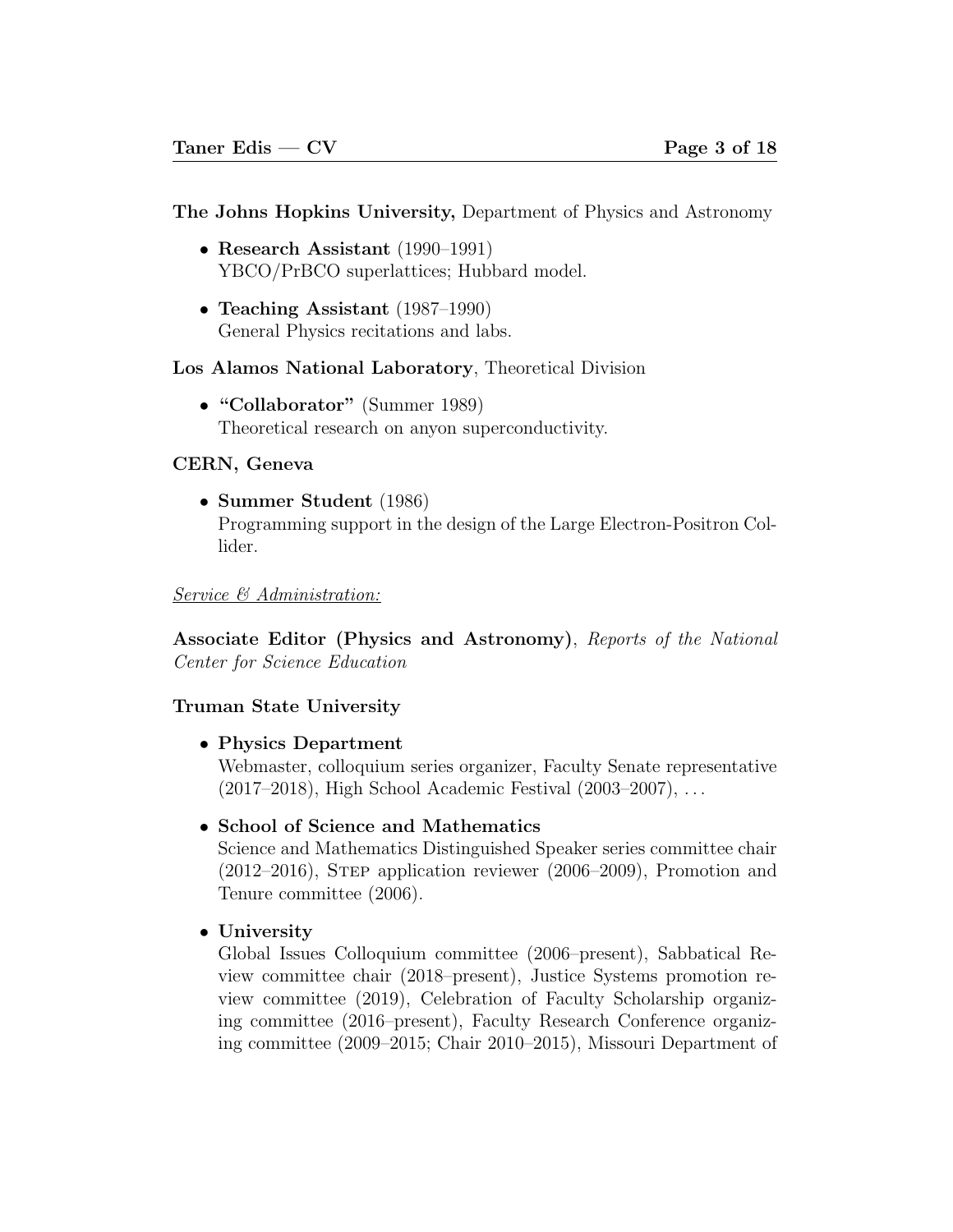**The Johns Hopkins University,** Department of Physics and Astronomy

- **Research Assistant** (1990–1991)
  YBCO/PrBCO superlattices; Hubbard model.

- **Teaching Assistant** (1987–1990)
  General Physics recitations and labs.

**Los Alamos National Laboratory**, Theoretical Division

- **"Collaborator"** (Summer 1989)
  Theoretical research on anyon superconductivity.

**CERN, Geneva**

- **Summer Student** (1986)
  Programming support in the design of the Large Electron-Positron Collider.

*Service & Administration:*

**Associate Editor (Physics and Astronomy)**, *Reports of the National Center for Science Education*

**Truman State University**

- **Physics Department**
  Webmaster, colloquium series organizer, Faculty Senate representative (2017–2018), High School Academic Festival (2003–2007), ...

- **School of Science and Mathematics**
  Science and Mathematics Distinguished Speaker series committee chair (2012–2016), Step application reviewer (2006–2009), Promotion and Tenure committee (2006).

- **University**
  Global Issues Colloquium committee (2006–present), Sabbatical Review committee chair (2018–present), Justice Systems promotion review committee (2019), Celebration of Faculty Scholarship organizing committee (2016–present), Faculty Research Conference organizing committee (2009–2015; Chair 2010–2015), Missouri Department of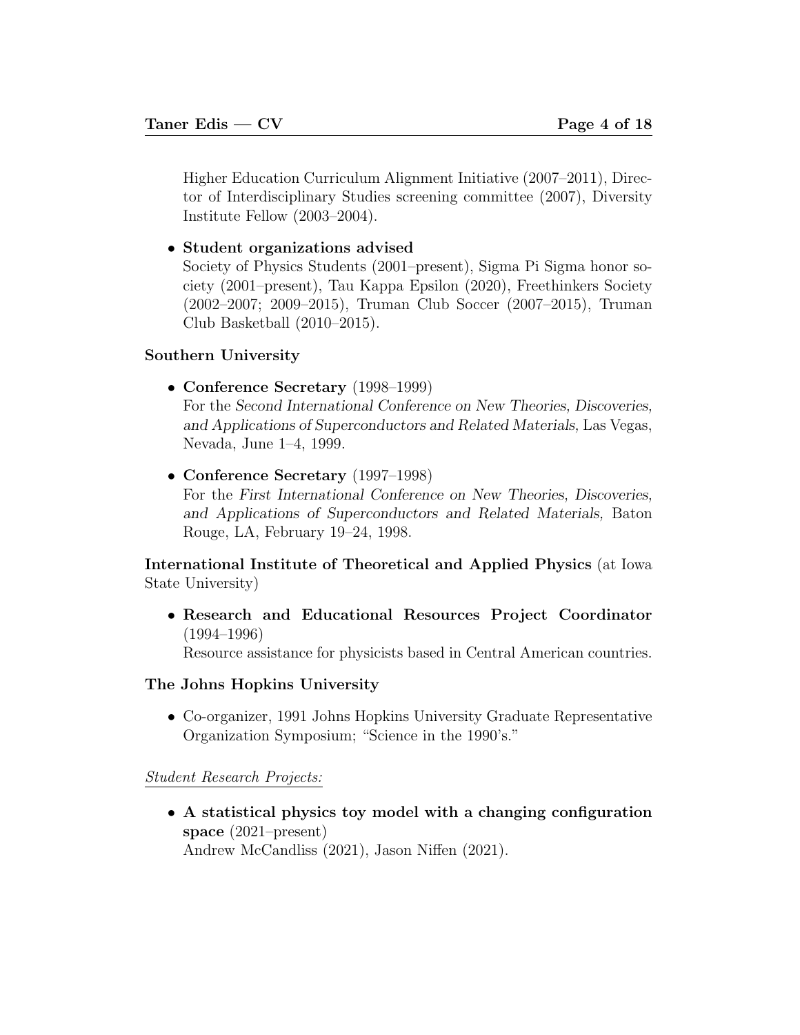Higher Education Curriculum Alignment Initiative (2007–2011), Director of Interdisciplinary Studies screening committee (2007), Diversity Institute Fellow (2003–2004).

- **Student organizations advised**
  Society of Physics Students (2001–present), Sigma Pi Sigma honor society (2001–present), Tau Kappa Epsilon (2020), Freethinkers Society (2002–2007; 2009–2015), Truman Club Soccer (2007–2015), Truman Club Basketball (2010–2015).

**Southern University**

- **Conference Secretary** (1998–1999)
  For the *Second International Conference on New Theories, Discoveries, and Applications of Superconductors and Related Materials*, Las Vegas, Nevada, June 1–4, 1999.

- **Conference Secretary** (1997–1998)
  For the *First International Conference on New Theories, Discoveries, and Applications of Superconductors and Related Materials,* Baton Rouge, LA, February 19–24, 1998.

**International Institute of Theoretical and Applied Physics** (at Iowa State University)

- **Research and Educational Resources Project Coordinator** (1994–1996)
  Resource assistance for physicists based in Central American countries.

**The Johns Hopkins University**

- Co-organizer, 1991 Johns Hopkins University Graduate Representative Organization Symposium; "Science in the 1990's."

*Student Research Projects:*

- **A statistical physics toy model with a changing configuration space** (2021–present)
  Andrew McCandliss (2021), Jason Niffen (2021).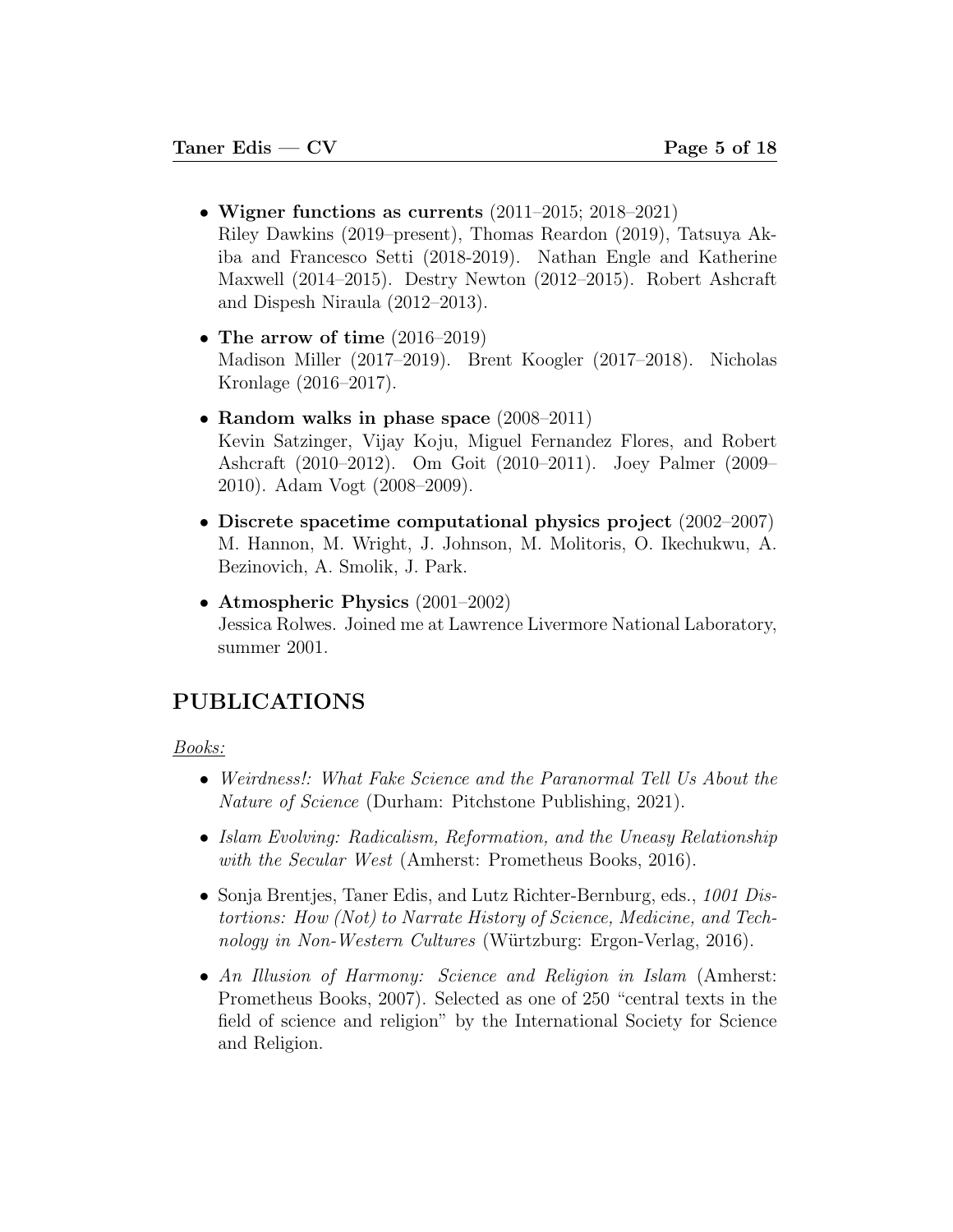- **Wigner functions as currents** (2011–2015; 2018–2021)
  Riley Dawkins (2019–present), Thomas Reardon (2019), Tatsuya Akiba and Francesco Setti (2018-2019). Nathan Engle and Katherine Maxwell (2014–2015). Destry Newton (2012–2015). Robert Ashcraft and Dispesh Niraula (2012–2013).

- **The arrow of time** (2016–2019)
  Madison Miller (2017–2019). Brent Koogler (2017–2018). Nicholas Kronlage (2016–2017).

- **Random walks in phase space** (2008–2011)
  Kevin Satzinger, Vijay Koju, Miguel Fernandez Flores, and Robert Ashcraft (2010–2012). Om Goit (2010–2011). Joey Palmer (2009–2010). Adam Vogt (2008–2009).

- **Discrete spacetime computational physics project** (2002–2007)
  M. Hannon, M. Wright, J. Johnson, M. Molitoris, O. Ikechukwu, A. Bezinovich, A. Smolik, J. Park.

- **Atmospheric Physics** (2001–2002)
  Jessica Rolwes. Joined me at Lawrence Livermore National Laboratory, summer 2001.

## PUBLICATIONS

<u>Books:</u>

- *Weirdness!: What Fake Science and the Paranormal Tell Us About the Nature of Science* (Durham: Pitchstone Publishing, 2021).

- *Islam Evolving: Radicalism, Reformation, and the Uneasy Relationship with the Secular West* (Amherst: Prometheus Books, 2016).

- Sonja Brentjes, Taner Edis, and Lutz Richter-Bernburg, eds., *1001 Distortions: How (Not) to Narrate History of Science, Medicine, and Technology in Non-Western Cultures* (Würtzburg: Ergon-Verlag, 2016).

- *An Illusion of Harmony: Science and Religion in Islam* (Amherst: Prometheus Books, 2007). Selected as one of 250 "central texts in the field of science and religion" by the International Society for Science and Religion.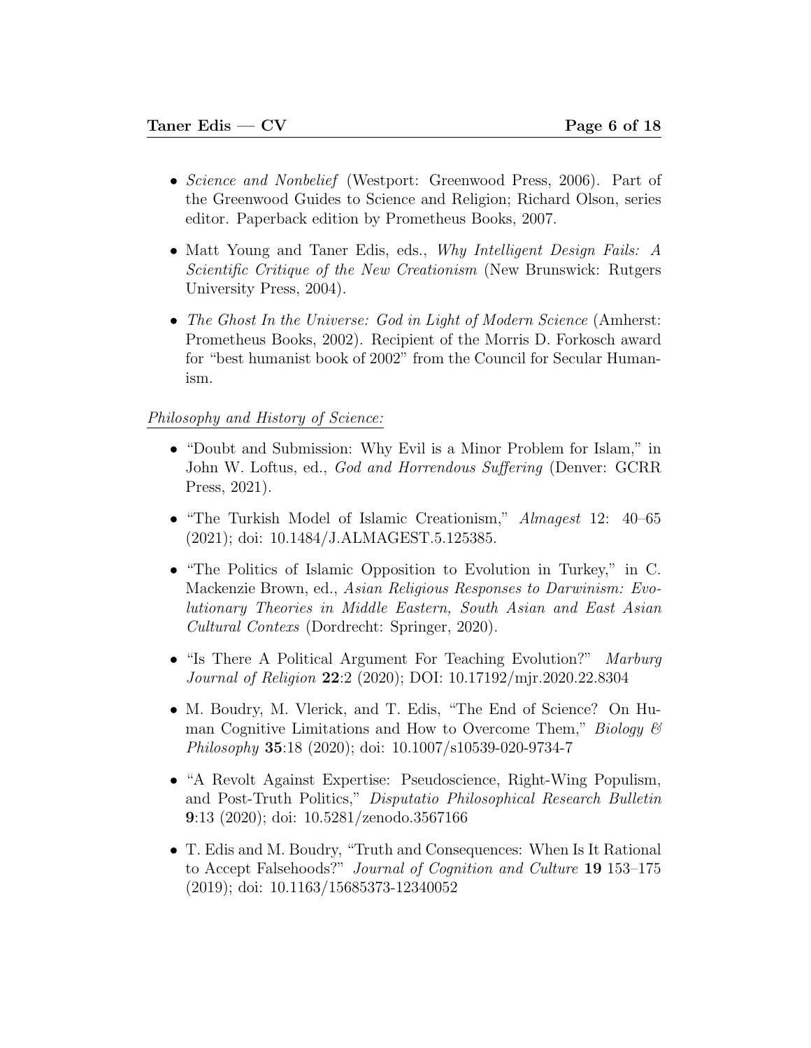- *Science and Nonbelief* (Westport: Greenwood Press, 2006). Part of the Greenwood Guides to Science and Religion; Richard Olson, series editor. Paperback edition by Prometheus Books, 2007.
- Matt Young and Taner Edis, eds., *Why Intelligent Design Fails: A Scientific Critique of the New Creationism* (New Brunswick: Rutgers University Press, 2004).
- *The Ghost In the Universe: God in Light of Modern Science* (Amherst: Prometheus Books, 2002). Recipient of the Morris D. Forkosch award for "best humanist book of 2002" from the Council for Secular Humanism.

*Philosophy and History of Science:*

- "Doubt and Submission: Why Evil is a Minor Problem for Islam," in John W. Loftus, ed., *God and Horrendous Suffering* (Denver: GCRR Press, 2021).
- "The Turkish Model of Islamic Creationism," *Almagest* 12: 40–65 (2021); doi: 10.1484/J.ALMAGEST.5.125385.
- "The Politics of Islamic Opposition to Evolution in Turkey," in C. Mackenzie Brown, ed., *Asian Religious Responses to Darwinism: Evolutionary Theories in Middle Eastern, South Asian and East Asian Cultural Contexs* (Dordrecht: Springer, 2020).
- "Is There A Political Argument For Teaching Evolution?" *Marburg Journal of Religion* **22**:2 (2020); DOI: 10.17192/mjr.2020.22.8304
- M. Boudry, M. Vlerick, and T. Edis, "The End of Science? On Human Cognitive Limitations and How to Overcome Them," *Biology & Philosophy* **35**:18 (2020); doi: 10.1007/s10539-020-9734-7
- "A Revolt Against Expertise: Pseudoscience, Right-Wing Populism, and Post-Truth Politics," *Disputatio Philosophical Research Bulletin* **9**:13 (2020); doi: 10.5281/zenodo.3567166
- T. Edis and M. Boudry, "Truth and Consequences: When Is It Rational to Accept Falsehoods?" *Journal of Cognition and Culture* **19** 153–175 (2019); doi: 10.1163/15685373-12340052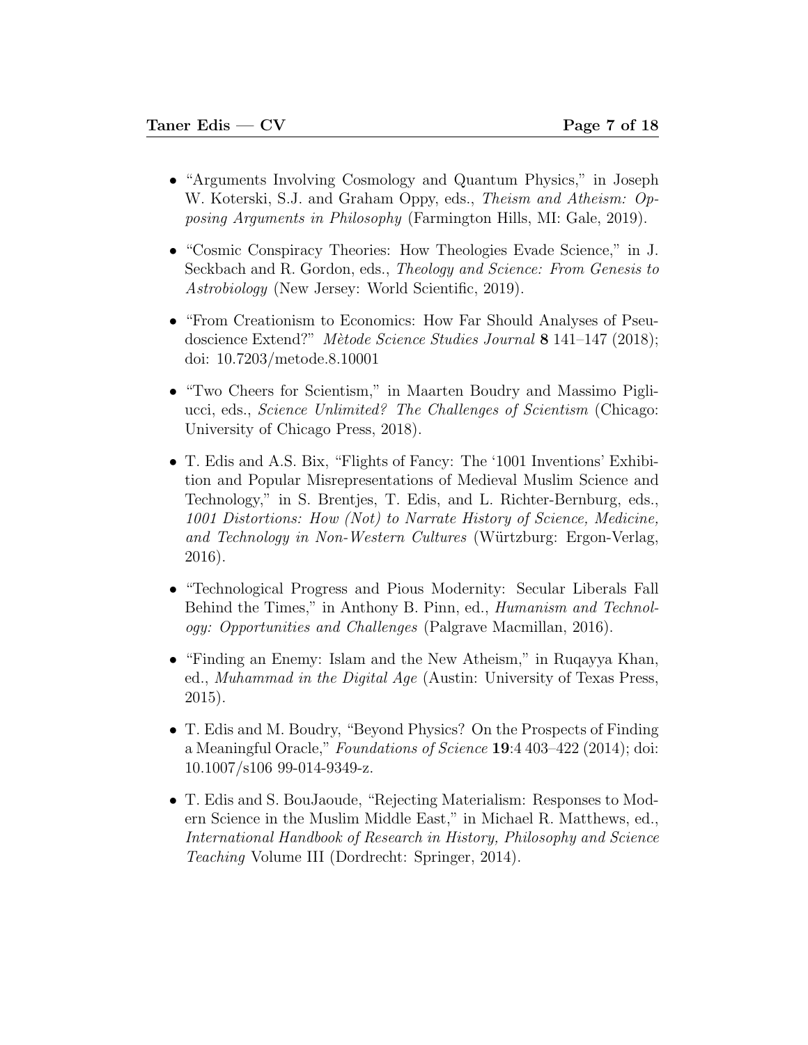- "Arguments Involving Cosmology and Quantum Physics," in Joseph W. Koterski, S.J. and Graham Oppy, eds., *Theism and Atheism: Opposing Arguments in Philosophy* (Farmington Hills, MI: Gale, 2019).

- "Cosmic Conspiracy Theories: How Theologies Evade Science," in J. Seckbach and R. Gordon, eds., *Theology and Science: From Genesis to Astrobiology* (New Jersey: World Scientific, 2019).

- "From Creationism to Economics: How Far Should Analyses of Pseudoscience Extend?" *Mètode Science Studies Journal* **8** 141–147 (2018); doi: 10.7203/metode.8.10001

- "Two Cheers for Scientism," in Maarten Boudry and Massimo Pigliucci, eds., *Science Unlimited? The Challenges of Scientism* (Chicago: University of Chicago Press, 2018).

- T. Edis and A.S. Bix, "Flights of Fancy: The '1001 Inventions' Exhibition and Popular Misrepresentations of Medieval Muslim Science and Technology," in S. Brentjes, T. Edis, and L. Richter-Bernburg, eds., *1001 Distortions: How (Not) to Narrate History of Science, Medicine, and Technology in Non-Western Cultures* (Würtzburg: Ergon-Verlag, 2016).

- "Technological Progress and Pious Modernity: Secular Liberals Fall Behind the Times," in Anthony B. Pinn, ed., *Humanism and Technology: Opportunities and Challenges* (Palgrave Macmillan, 2016).

- "Finding an Enemy: Islam and the New Atheism," in Ruqayya Khan, ed., *Muhammad in the Digital Age* (Austin: University of Texas Press, 2015).

- T. Edis and M. Boudry, "Beyond Physics? On the Prospects of Finding a Meaningful Oracle," *Foundations of Science* **19**:4 403–422 (2014); doi: 10.1007/s106 99-014-9349-z.

- T. Edis and S. BouJaoude, "Rejecting Materialism: Responses to Modern Science in the Muslim Middle East," in Michael R. Matthews, ed., *International Handbook of Research in History, Philosophy and Science Teaching* Volume III (Dordrecht: Springer, 2014).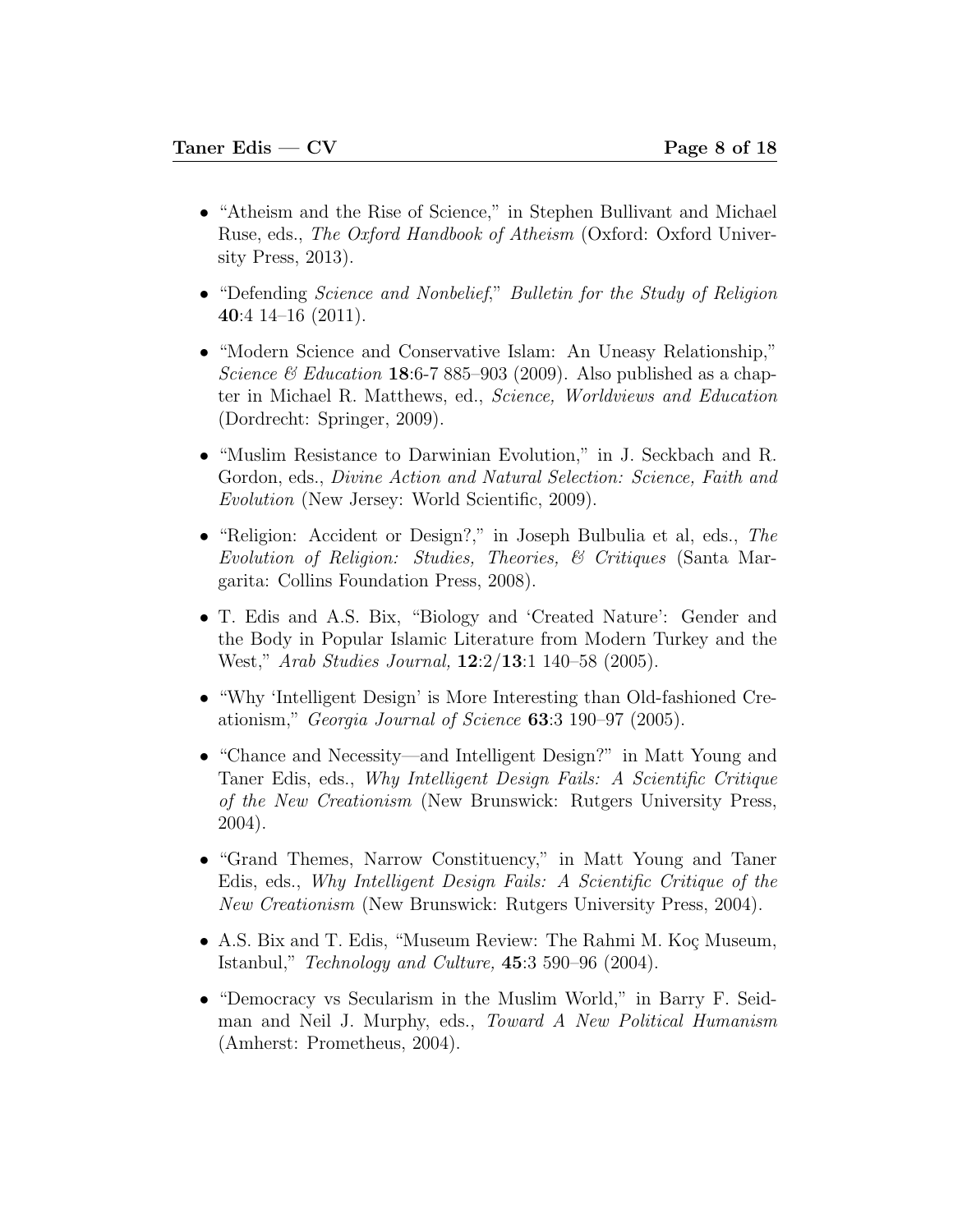- "Atheism and the Rise of Science," in Stephen Bullivant and Michael Ruse, eds., *The Oxford Handbook of Atheism* (Oxford: Oxford University Press, 2013).

- "Defending *Science and Nonbelief*," *Bulletin for the Study of Religion* **40**:4 14–16 (2011).

- "Modern Science and Conservative Islam: An Uneasy Relationship," *Science & Education* **18**:6-7 885–903 (2009). Also published as a chapter in Michael R. Matthews, ed., *Science, Worldviews and Education* (Dordrecht: Springer, 2009).

- "Muslim Resistance to Darwinian Evolution," in J. Seckbach and R. Gordon, eds., *Divine Action and Natural Selection: Science, Faith and Evolution* (New Jersey: World Scientific, 2009).

- "Religion: Accident or Design?," in Joseph Bulbulia et al, eds., *The Evolution of Religion: Studies, Theories, & Critiques* (Santa Margarita: Collins Foundation Press, 2008).

- T. Edis and A.S. Bix, "Biology and 'Created Nature': Gender and the Body in Popular Islamic Literature from Modern Turkey and the West," *Arab Studies Journal,* **12**:2/**13**:1 140–58 (2005).

- "Why 'Intelligent Design' is More Interesting than Old-fashioned Creationism," *Georgia Journal of Science* **63**:3 190–97 (2005).

- "Chance and Necessity—and Intelligent Design?" in Matt Young and Taner Edis, eds., *Why Intelligent Design Fails: A Scientific Critique of the New Creationism* (New Brunswick: Rutgers University Press, 2004).

- "Grand Themes, Narrow Constituency," in Matt Young and Taner Edis, eds., *Why Intelligent Design Fails: A Scientific Critique of the New Creationism* (New Brunswick: Rutgers University Press, 2004).

- A.S. Bix and T. Edis, "Museum Review: The Rahmi M. Koç Museum, Istanbul," *Technology and Culture,* **45**:3 590–96 (2004).

- "Democracy vs Secularism in the Muslim World," in Barry F. Seidman and Neil J. Murphy, eds., *Toward A New Political Humanism* (Amherst: Prometheus, 2004).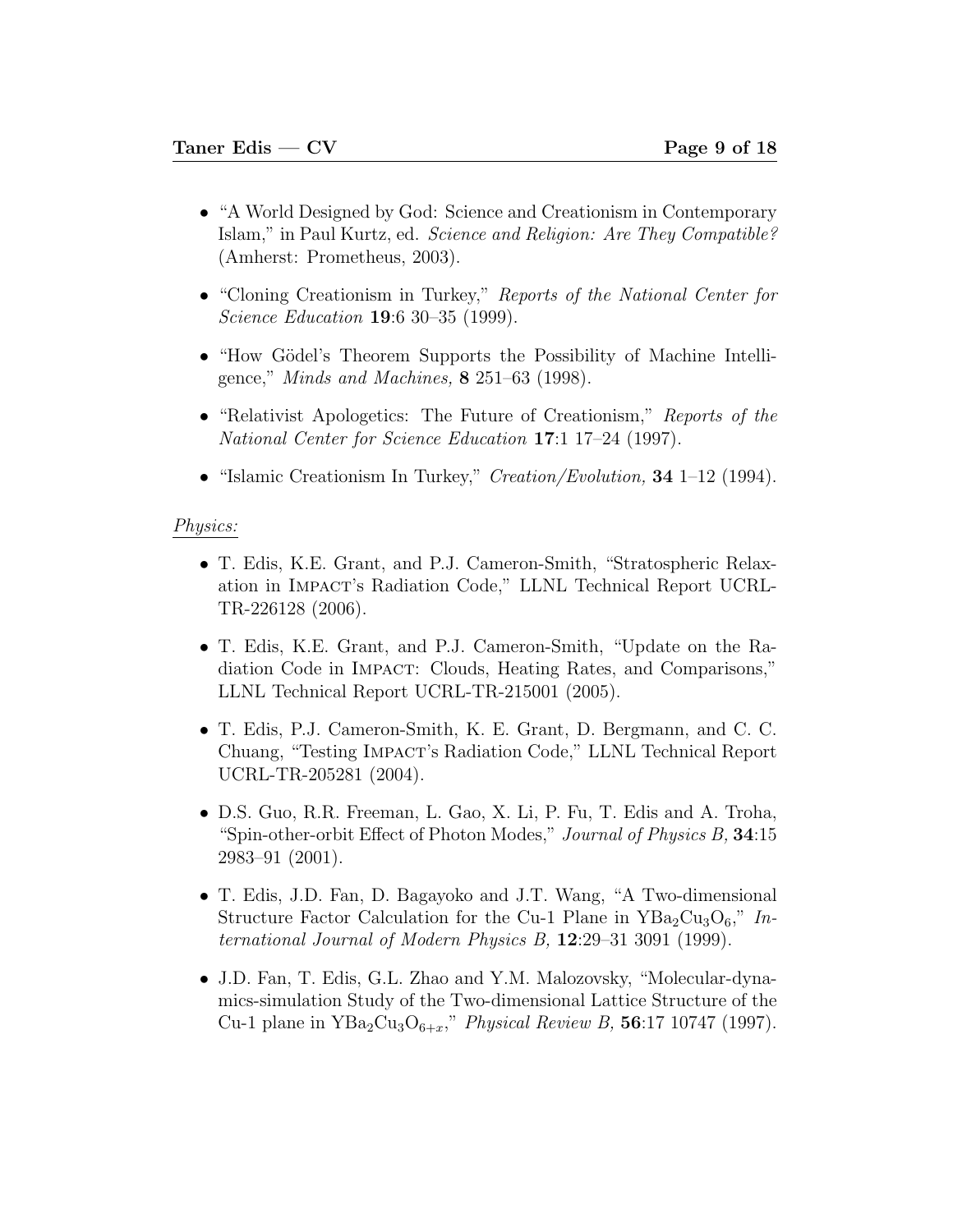- "A World Designed by God: Science and Creationism in Contemporary Islam," in Paul Kurtz, ed. *Science and Religion: Are They Compatible?* (Amherst: Prometheus, 2003).

- "Cloning Creationism in Turkey," *Reports of the National Center for Science Education* **19**:6 30–35 (1999).

- "How Gödel's Theorem Supports the Possibility of Machine Intelligence," *Minds and Machines,* **8** 251–63 (1998).

- "Relativist Apologetics: The Future of Creationism," *Reports of the National Center for Science Education* **17**:1 17–24 (1997).

- "Islamic Creationism In Turkey," *Creation/Evolution,* **34** 1–12 (1994).

*Physics:*

- T. Edis, K.E. Grant, and P.J. Cameron-Smith, "Stratospheric Relaxation in Impact's Radiation Code," LLNL Technical Report UCRL-TR-226128 (2006).

- T. Edis, K.E. Grant, and P.J. Cameron-Smith, "Update on the Radiation Code in Impact: Clouds, Heating Rates, and Comparisons," LLNL Technical Report UCRL-TR-215001 (2005).

- T. Edis, P.J. Cameron-Smith, K. E. Grant, D. Bergmann, and C. C. Chuang, "Testing Impact's Radiation Code," LLNL Technical Report UCRL-TR-205281 (2004).

- D.S. Guo, R.R. Freeman, L. Gao, X. Li, P. Fu, T. Edis and A. Troha, "Spin-other-orbit Effect of Photon Modes," *Journal of Physics B,* **34**:15 2983–91 (2001).

- T. Edis, J.D. Fan, D. Bagayoko and J.T. Wang, "A Two-dimensional Structure Factor Calculation for the Cu-1 Plane in $YBa_2Cu_3O_6$," *International Journal of Modern Physics B,* **12**:29–31 3091 (1999).

- J.D. Fan, T. Edis, G.L. Zhao and Y.M. Malozovsky, "Molecular-dynamics-simulation Study of the Two-dimensional Lattice Structure of the Cu-1 plane in $YBa_2Cu_3O_{6+x}$," *Physical Review B,* **56**:17 10747 (1997).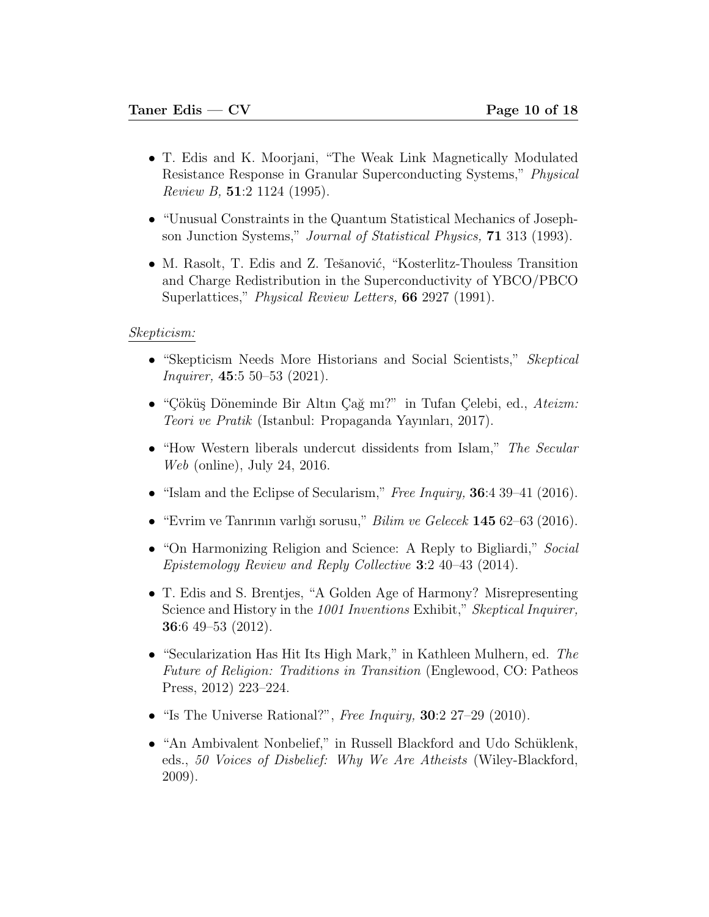- T. Edis and K. Moorjani, "The Weak Link Magnetically Modulated Resistance Response in Granular Superconducting Systems," *Physical Review B,* **51**:2 1124 (1995).

- "Unusual Constraints in the Quantum Statistical Mechanics of Josephson Junction Systems," *Journal of Statistical Physics,* **71** 313 (1993).

- M. Rasolt, T. Edis and Z. Tešanović, "Kosterlitz-Thouless Transition and Charge Redistribution in the Superconductivity of YBCO/PBCO Superlattices," *Physical Review Letters,* **66** 2927 (1991).

*Skepticism:*

- "Skepticism Needs More Historians and Social Scientists," *Skeptical Inquirer,* **45**:5 50–53 (2021).

- "Çöküş Döneminde Bir Altın Çağ mı?" in Tufan Çelebi, ed., *Ateizm: Teori ve Pratik* (Istanbul: Propaganda Yayınları, 2017).

- "How Western liberals undercut dissidents from Islam," *The Secular Web* (online), July 24, 2016.

- "Islam and the Eclipse of Secularism," *Free Inquiry,* **36**:4 39–41 (2016).

- "Evrim ve Tanrının varlığı sorusu," *Bilim ve Gelecek* **145** 62–63 (2016).

- "On Harmonizing Religion and Science: A Reply to Bigliardi," *Social Epistemology Review and Reply Collective* **3**:2 40–43 (2014).

- T. Edis and S. Brentjes, "A Golden Age of Harmony? Misrepresenting Science and History in the *1001 Inventions* Exhibit," *Skeptical Inquirer,* **36**:6 49–53 (2012).

- "Secularization Has Hit Its High Mark," in Kathleen Mulhern, ed. *The Future of Religion: Traditions in Transition* (Englewood, CO: Patheos Press, 2012) 223–224.

- "Is The Universe Rational?", *Free Inquiry,* **30**:2 27–29 (2010).

- "An Ambivalent Nonbelief," in Russell Blackford and Udo Schüklenk, eds., *50 Voices of Disbelief: Why We Are Atheists* (Wiley-Blackford, 2009).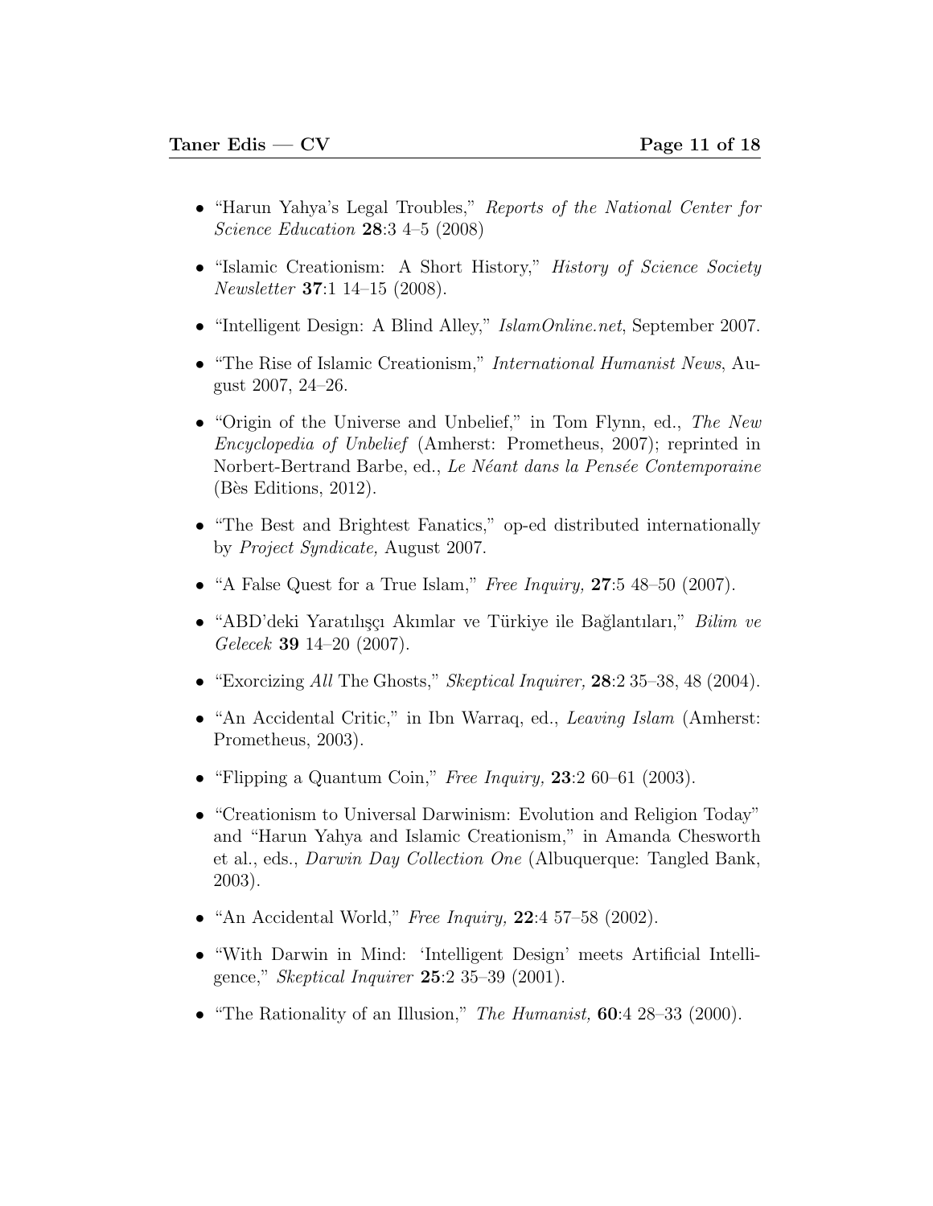- "Harun Yahya's Legal Troubles," *Reports of the National Center for Science Education* **28**:3 4–5 (2008)

- "Islamic Creationism: A Short History," *History of Science Society Newsletter* **37**:1 14–15 (2008).

- "Intelligent Design: A Blind Alley," *IslamOnline.net*, September 2007.

- "The Rise of Islamic Creationism," *International Humanist News*, August 2007, 24–26.

- "Origin of the Universe and Unbelief," in Tom Flynn, ed., *The New Encyclopedia of Unbelief* (Amherst: Prometheus, 2007); reprinted in Norbert-Bertrand Barbe, ed., *Le Néant dans la Pensée Contemporaine* (Bès Editions, 2012).

- "The Best and Brightest Fanatics," op-ed distributed internationally by *Project Syndicate,* August 2007.

- "A False Quest for a True Islam," *Free Inquiry,* **27**:5 48–50 (2007).

- "ABD'deki Yaratılışçı Akımlar ve Türkiye ile Bağlantıları," *Bilim ve Gelecek* **39** 14–20 (2007).

- "Exorcizing *All* The Ghosts," *Skeptical Inquirer,* **28**:2 35–38, 48 (2004).

- "An Accidental Critic," in Ibn Warraq, ed., *Leaving Islam* (Amherst: Prometheus, 2003).

- "Flipping a Quantum Coin," *Free Inquiry,* **23**:2 60–61 (2003).

- "Creationism to Universal Darwinism: Evolution and Religion Today" and "Harun Yahya and Islamic Creationism," in Amanda Chesworth et al., eds., *Darwin Day Collection One* (Albuquerque: Tangled Bank, 2003).

- "An Accidental World," *Free Inquiry,* **22**:4 57–58 (2002).

- "With Darwin in Mind: 'Intelligent Design' meets Artificial Intelligence," *Skeptical Inquirer* **25**:2 35–39 (2001).

- "The Rationality of an Illusion," *The Humanist,* **60**:4 28–33 (2000).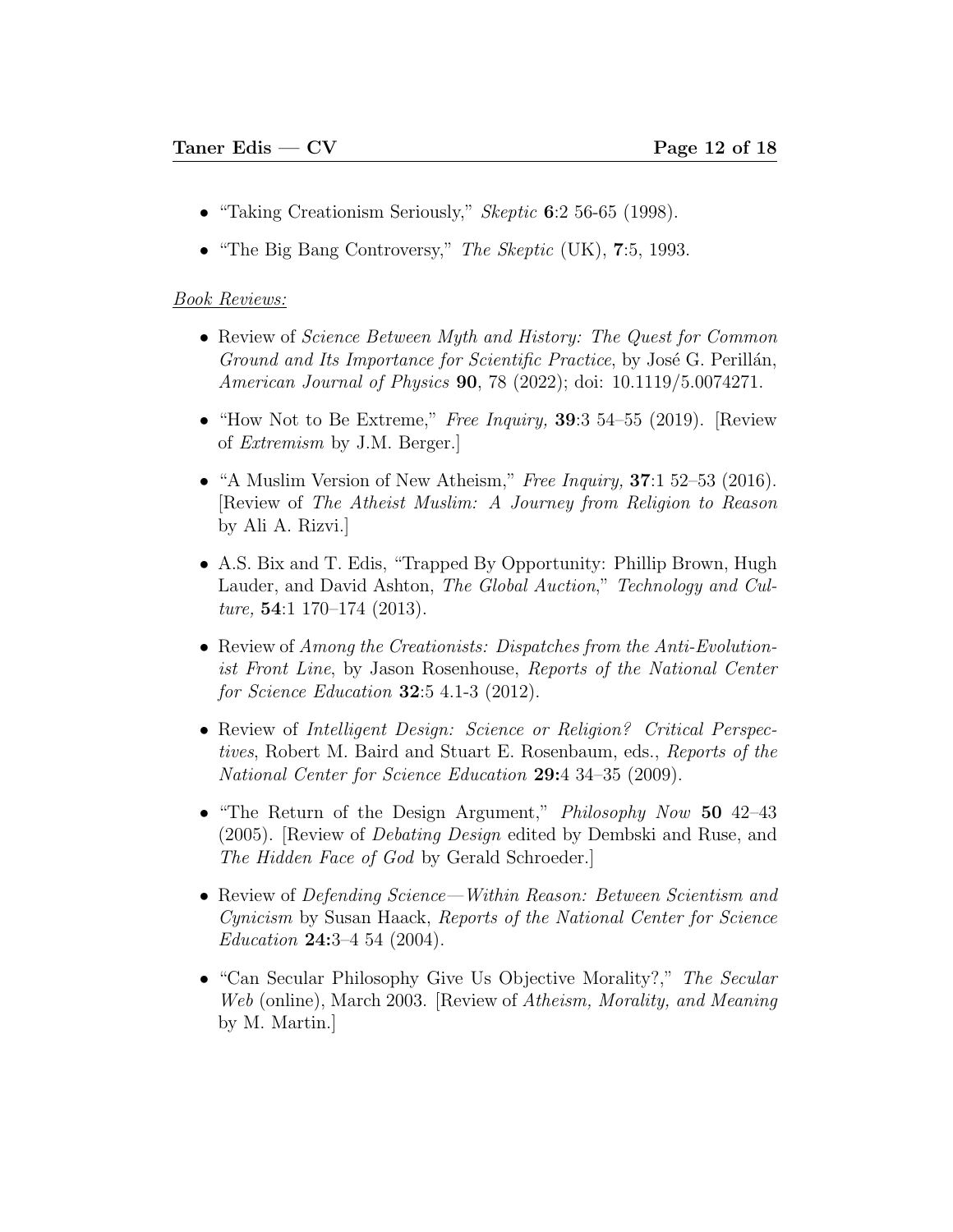- "Taking Creationism Seriously," *Skeptic* **6**:2 56-65 (1998).
- "The Big Bang Controversy," *The Skeptic* (UK), **7**:5, 1993.

<u>*Book Reviews:*</u>

- Review of *Science Between Myth and History: The Quest for Common Ground and Its Importance for Scientific Practice*, by José G. Perillán, *American Journal of Physics* **90**, 78 (2022); doi: 10.1119/5.0074271.
- "How Not to Be Extreme," *Free Inquiry,* **39**:3 54–55 (2019). [Review of *Extremism* by J.M. Berger.]
- "A Muslim Version of New Atheism," *Free Inquiry,* **37**:1 52–53 (2016). [Review of *The Atheist Muslim: A Journey from Religion to Reason* by Ali A. Rizvi.]
- A.S. Bix and T. Edis, "Trapped By Opportunity: Phillip Brown, Hugh Lauder, and David Ashton, *The Global Auction*," *Technology and Culture,* **54**:1 170–174 (2013).
- Review of *Among the Creationists: Dispatches from the Anti-Evolutionist Front Line*, by Jason Rosenhouse, *Reports of the National Center for Science Education* **32**:5 4.1-3 (2012).
- Review of *Intelligent Design: Science or Religion? Critical Perspectives*, Robert M. Baird and Stuart E. Rosenbaum, eds., *Reports of the National Center for Science Education* **29:**4 34–35 (2009).
- "The Return of the Design Argument," *Philosophy Now* **50** 42–43 (2005). [Review of *Debating Design* edited by Dembski and Ruse, and *The Hidden Face of God* by Gerald Schroeder.]
- Review of *Defending Science—Within Reason: Between Scientism and Cynicism* by Susan Haack, *Reports of the National Center for Science Education* **24:**3–4 54 (2004).
- "Can Secular Philosophy Give Us Objective Morality?," *The Secular Web* (online), March 2003. [Review of *Atheism, Morality, and Meaning* by M. Martin.]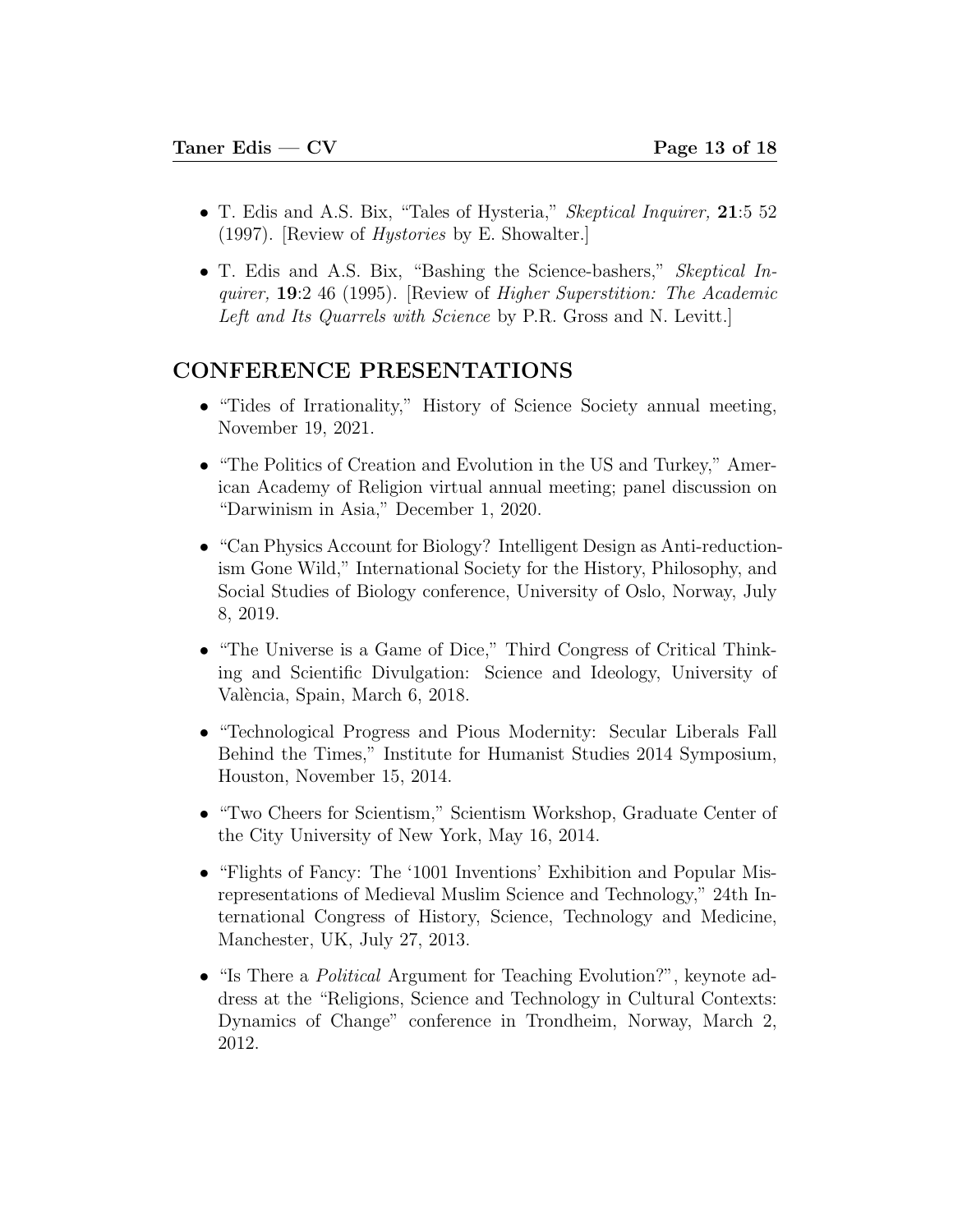- T. Edis and A.S. Bix, "Tales of Hysteria," *Skeptical Inquirer,* **21**:5 52 (1997). [Review of *Hystories* by E. Showalter.]
- T. Edis and A.S. Bix, "Bashing the Science-bashers," *Skeptical Inquirer,* **19**:2 46 (1995). [Review of *Higher Superstition: The Academic Left and Its Quarrels with Science* by P.R. Gross and N. Levitt.]

## CONFERENCE PRESENTATIONS

- "Tides of Irrationality," History of Science Society annual meeting, November 19, 2021.
- "The Politics of Creation and Evolution in the US and Turkey," American Academy of Religion virtual annual meeting; panel discussion on "Darwinism in Asia," December 1, 2020.
- "Can Physics Account for Biology? Intelligent Design as Anti-reductionism Gone Wild," International Society for the History, Philosophy, and Social Studies of Biology conference, University of Oslo, Norway, July 8, 2019.
- "The Universe is a Game of Dice," Third Congress of Critical Thinking and Scientific Divulgation: Science and Ideology, University of València, Spain, March 6, 2018.
- "Technological Progress and Pious Modernity: Secular Liberals Fall Behind the Times," Institute for Humanist Studies 2014 Symposium, Houston, November 15, 2014.
- "Two Cheers for Scientism," Scientism Workshop, Graduate Center of the City University of New York, May 16, 2014.
- "Flights of Fancy: The '1001 Inventions' Exhibition and Popular Misrepresentations of Medieval Muslim Science and Technology," 24th International Congress of History, Science, Technology and Medicine, Manchester, UK, July 27, 2013.
- "Is There a *Political* Argument for Teaching Evolution?", keynote address at the "Religions, Science and Technology in Cultural Contexts: Dynamics of Change" conference in Trondheim, Norway, March 2, 2012.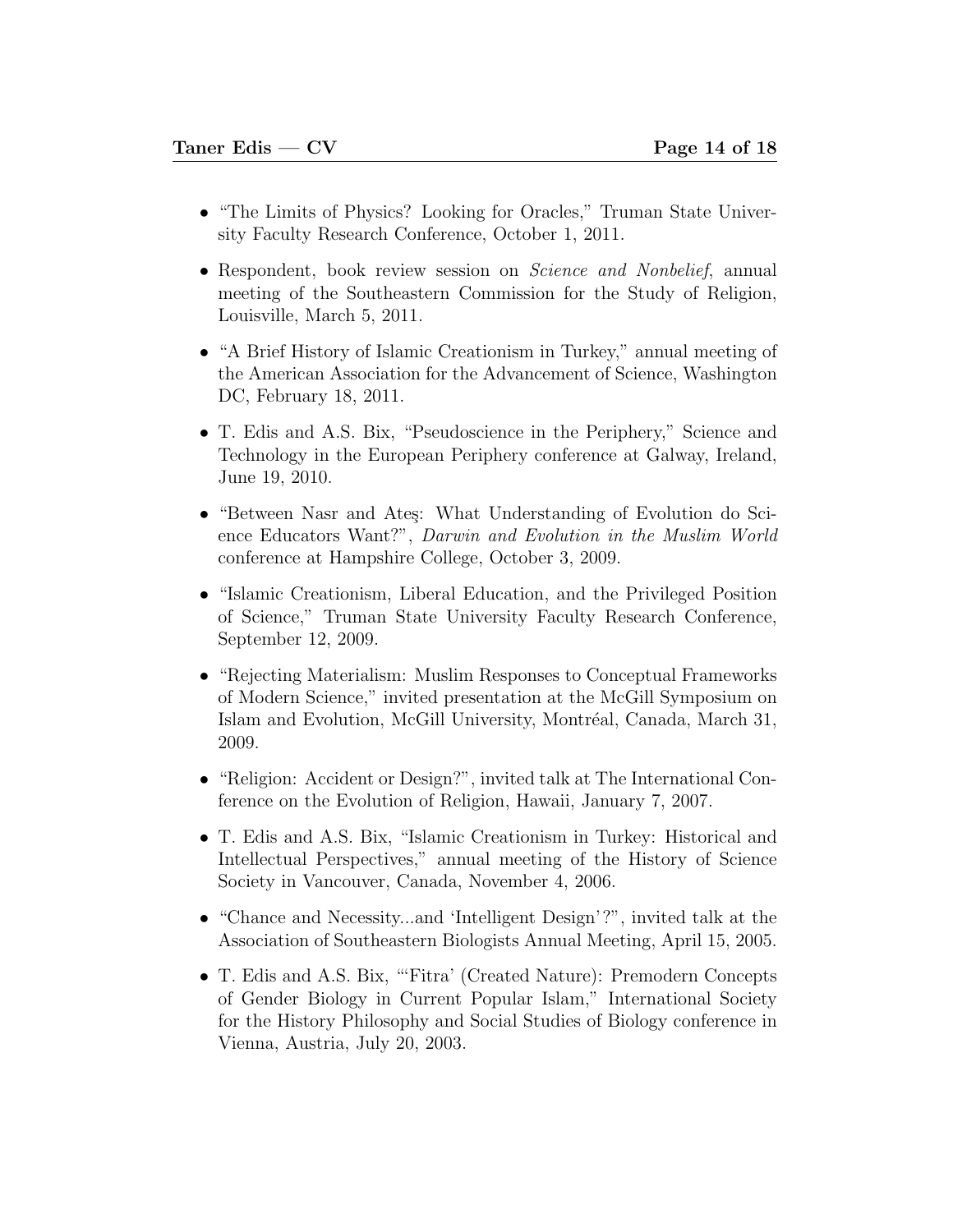- "The Limits of Physics? Looking for Oracles," Truman State University Faculty Research Conference, October 1, 2011.
- Respondent, book review session on *Science and Nonbelief*, annual meeting of the Southeastern Commission for the Study of Religion, Louisville, March 5, 2011.
- "A Brief History of Islamic Creationism in Turkey," annual meeting of the American Association for the Advancement of Science, Washington DC, February 18, 2011.
- T. Edis and A.S. Bix, "Pseudoscience in the Periphery," Science and Technology in the European Periphery conference at Galway, Ireland, June 19, 2010.
- "Between Nasr and Ateş: What Understanding of Evolution do Science Educators Want?", *Darwin and Evolution in the Muslim World* conference at Hampshire College, October 3, 2009.
- "Islamic Creationism, Liberal Education, and the Privileged Position of Science," Truman State University Faculty Research Conference, September 12, 2009.
- "Rejecting Materialism: Muslim Responses to Conceptual Frameworks of Modern Science," invited presentation at the McGill Symposium on Islam and Evolution, McGill University, Montréal, Canada, March 31, 2009.
- "Religion: Accident or Design?", invited talk at The International Conference on the Evolution of Religion, Hawaii, January 7, 2007.
- T. Edis and A.S. Bix, "Islamic Creationism in Turkey: Historical and Intellectual Perspectives," annual meeting of the History of Science Society in Vancouver, Canada, November 4, 2006.
- "Chance and Necessity...and 'Intelligent Design'?", invited talk at the Association of Southeastern Biologists Annual Meeting, April 15, 2005.
- T. Edis and A.S. Bix, "'Fitra' (Created Nature): Premodern Concepts of Gender Biology in Current Popular Islam," International Society for the History Philosophy and Social Studies of Biology conference in Vienna, Austria, July 20, 2003.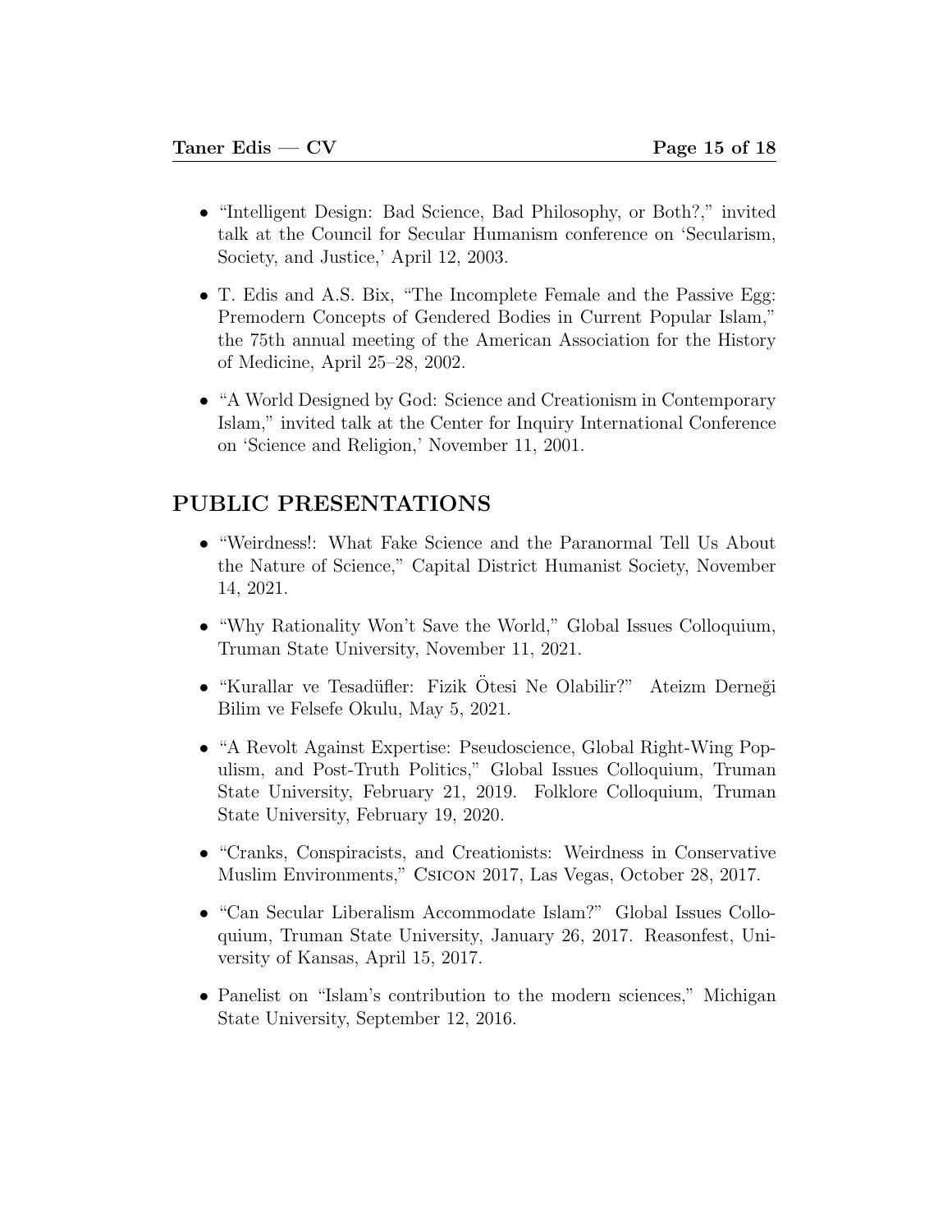- "Intelligent Design: Bad Science, Bad Philosophy, or Both?," invited talk at the Council for Secular Humanism conference on 'Secularism, Society, and Justice,' April 12, 2003.

- T. Edis and A.S. Bix, "The Incomplete Female and the Passive Egg: Premodern Concepts of Gendered Bodies in Current Popular Islam," the 75th annual meeting of the American Association for the History of Medicine, April 25–28, 2002.

- "A World Designed by God: Science and Creationism in Contemporary Islam," invited talk at the Center for Inquiry International Conference on 'Science and Religion,' November 11, 2001.

## PUBLIC PRESENTATIONS

- "Weirdness!: What Fake Science and the Paranormal Tell Us About the Nature of Science," Capital District Humanist Society, November 14, 2021.

- "Why Rationality Won't Save the World," Global Issues Colloquium, Truman State University, November 11, 2021.

- "Kurallar ve Tesadüfler: Fizik Ötesi Ne Olabilir?" Ateizm Derneği Bilim ve Felsefe Okulu, May 5, 2021.

- "A Revolt Against Expertise: Pseudoscience, Global Right-Wing Populism, and Post-Truth Politics," Global Issues Colloquium, Truman State University, February 21, 2019. Folklore Colloquium, Truman State University, February 19, 2020.

- "Cranks, Conspiracists, and Creationists: Weirdness in Conservative Muslim Environments," Csicon 2017, Las Vegas, October 28, 2017.

- "Can Secular Liberalism Accommodate Islam?" Global Issues Colloquium, Truman State University, January 26, 2017. Reasonfest, University of Kansas, April 15, 2017.

- Panelist on "Islam's contribution to the modern sciences," Michigan State University, September 12, 2016.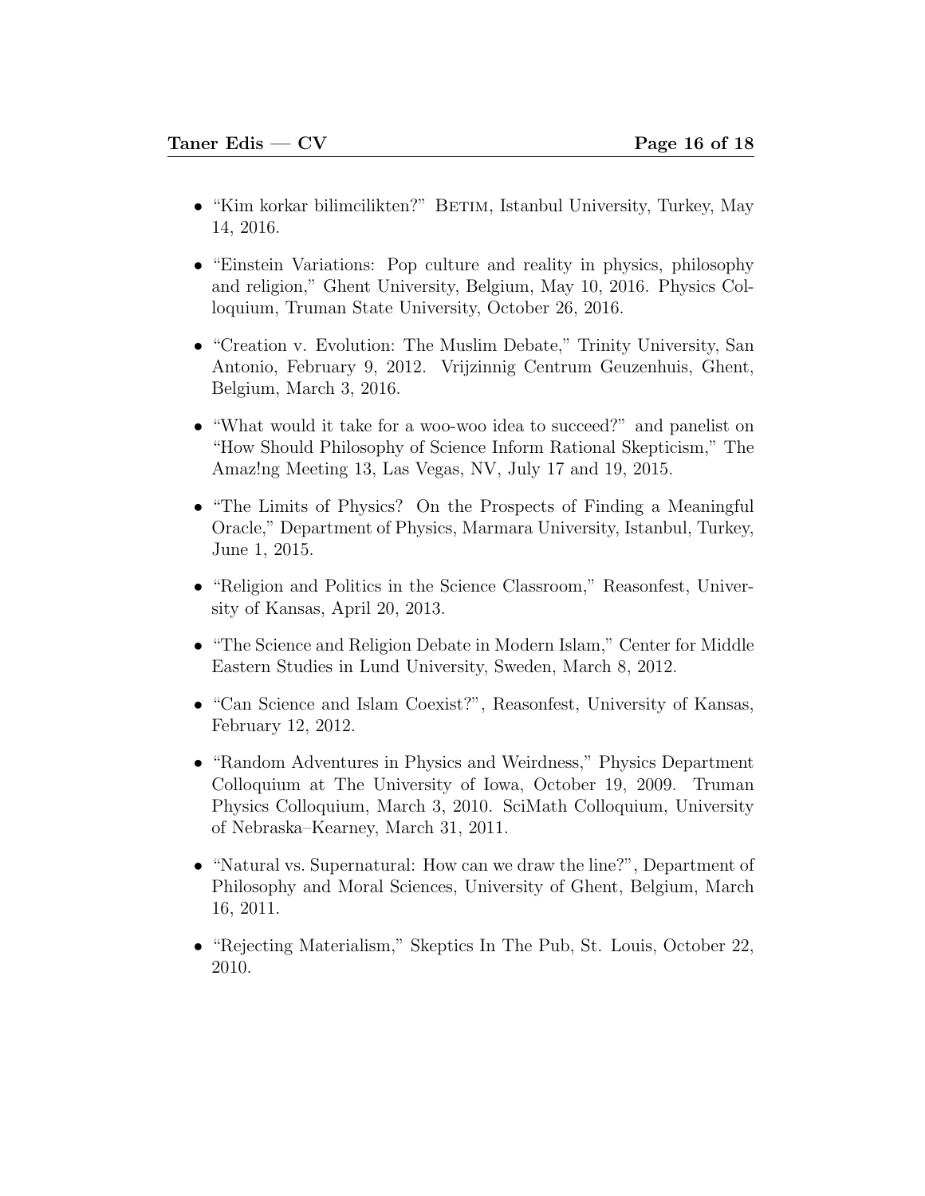- "Kim korkar bilimcilikten?" Betim, Istanbul University, Turkey, May 14, 2016.

- "Einstein Variations: Pop culture and reality in physics, philosophy and religion," Ghent University, Belgium, May 10, 2016. Physics Colloquium, Truman State University, October 26, 2016.

- "Creation v. Evolution: The Muslim Debate," Trinity University, San Antonio, February 9, 2012. Vrijzinnig Centrum Geuzenhuis, Ghent, Belgium, March 3, 2016.

- "What would it take for a woo-woo idea to succeed?" and panelist on "How Should Philosophy of Science Inform Rational Skepticism," The Amaz!ng Meeting 13, Las Vegas, NV, July 17 and 19, 2015.

- "The Limits of Physics? On the Prospects of Finding a Meaningful Oracle," Department of Physics, Marmara University, Istanbul, Turkey, June 1, 2015.

- "Religion and Politics in the Science Classroom," Reasonfest, University of Kansas, April 20, 2013.

- "The Science and Religion Debate in Modern Islam," Center for Middle Eastern Studies in Lund University, Sweden, March 8, 2012.

- "Can Science and Islam Coexist?", Reasonfest, University of Kansas, February 12, 2012.

- "Random Adventures in Physics and Weirdness," Physics Department Colloquium at The University of Iowa, October 19, 2009. Truman Physics Colloquium, March 3, 2010. SciMath Colloquium, University of Nebraska–Kearney, March 31, 2011.

- "Natural vs. Supernatural: How can we draw the line?", Department of Philosophy and Moral Sciences, University of Ghent, Belgium, March 16, 2011.

- "Rejecting Materialism," Skeptics In The Pub, St. Louis, October 22, 2010.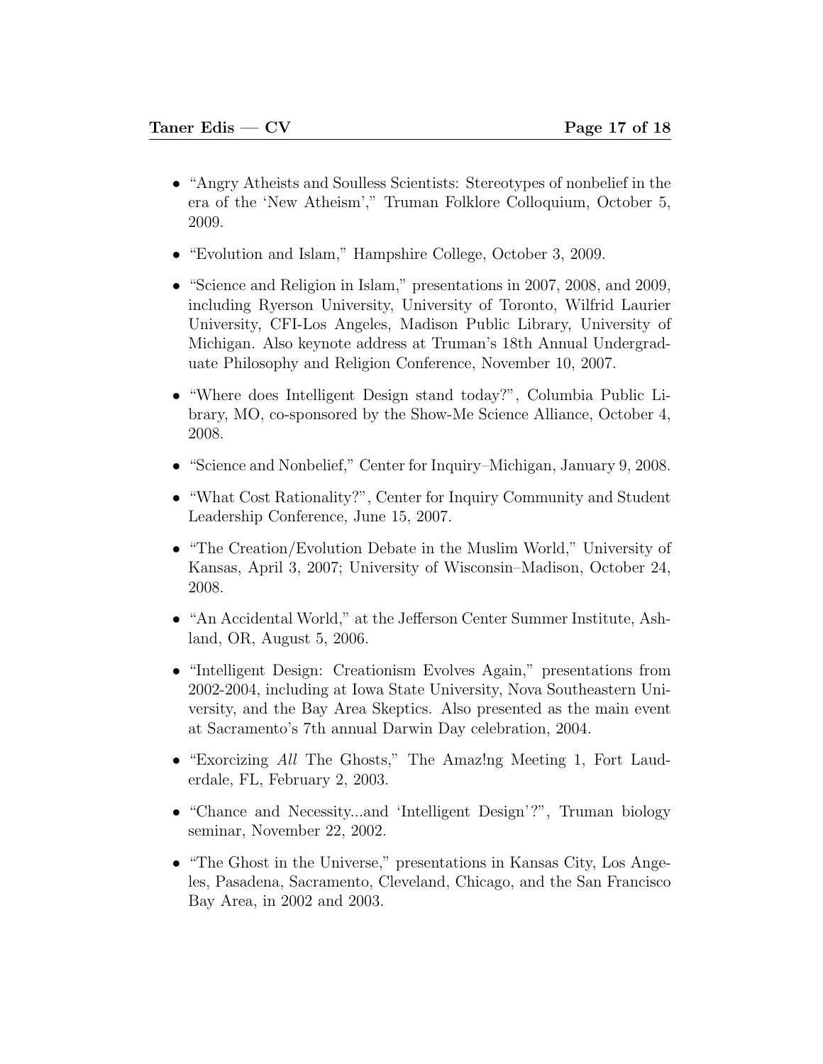- "Angry Atheists and Soulless Scientists: Stereotypes of nonbelief in the era of the 'New Atheism'," Truman Folklore Colloquium, October 5, 2009.
- "Evolution and Islam," Hampshire College, October 3, 2009.
- "Science and Religion in Islam," presentations in 2007, 2008, and 2009, including Ryerson University, University of Toronto, Wilfrid Laurier University, CFI-Los Angeles, Madison Public Library, University of Michigan. Also keynote address at Truman's 18th Annual Undergraduate Philosophy and Religion Conference, November 10, 2007.
- "Where does Intelligent Design stand today?", Columbia Public Library, MO, co-sponsored by the Show-Me Science Alliance, October 4, 2008.
- "Science and Nonbelief," Center for Inquiry–Michigan, January 9, 2008.
- "What Cost Rationality?", Center for Inquiry Community and Student Leadership Conference, June 15, 2007.
- "The Creation/Evolution Debate in the Muslim World," University of Kansas, April 3, 2007; University of Wisconsin–Madison, October 24, 2008.
- "An Accidental World," at the Jefferson Center Summer Institute, Ashland, OR, August 5, 2006.
- "Intelligent Design: Creationism Evolves Again," presentations from 2002-2004, including at Iowa State University, Nova Southeastern University, and the Bay Area Skeptics. Also presented as the main event at Sacramento's 7th annual Darwin Day celebration, 2004.
- "Exorcizing *All* The Ghosts," The Amaz!ng Meeting 1, Fort Lauderdale, FL, February 2, 2003.
- "Chance and Necessity...and 'Intelligent Design'?", Truman biology seminar, November 22, 2002.
- "The Ghost in the Universe," presentations in Kansas City, Los Angeles, Pasadena, Sacramento, Cleveland, Chicago, and the San Francisco Bay Area, in 2002 and 2003.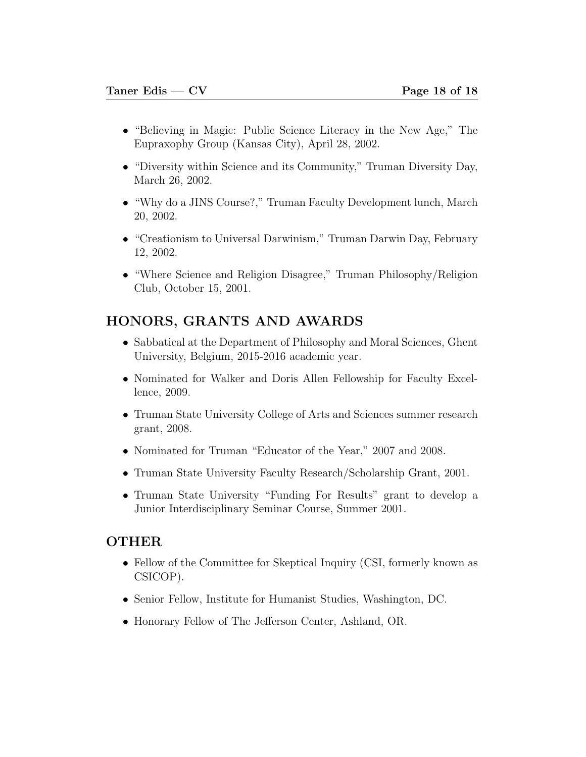- “Believing in Magic: Public Science Literacy in the New Age,” The Eupraxophy Group (Kansas City), April 28, 2002.
- “Diversity within Science and its Community,” Truman Diversity Day, March 26, 2002.
- “Why do a JINS Course?,” Truman Faculty Development lunch, March 20, 2002.
- “Creationism to Universal Darwinism,” Truman Darwin Day, February 12, 2002.
- “Where Science and Religion Disagree,” Truman Philosophy/Religion Club, October 15, 2001.

## HONORS, GRANTS AND AWARDS

- Sabbatical at the Department of Philosophy and Moral Sciences, Ghent University, Belgium, 2015-2016 academic year.
- Nominated for Walker and Doris Allen Fellowship for Faculty Excellence, 2009.
- Truman State University College of Arts and Sciences summer research grant, 2008.
- Nominated for Truman “Educator of the Year,” 2007 and 2008.
- Truman State University Faculty Research/Scholarship Grant, 2001.
- Truman State University “Funding For Results” grant to develop a Junior Interdisciplinary Seminar Course, Summer 2001.

## OTHER

- Fellow of the Committee for Skeptical Inquiry (CSI, formerly known as CSICOP).
- Senior Fellow, Institute for Humanist Studies, Washington, DC.
- Honorary Fellow of The Jefferson Center, Ashland, OR.